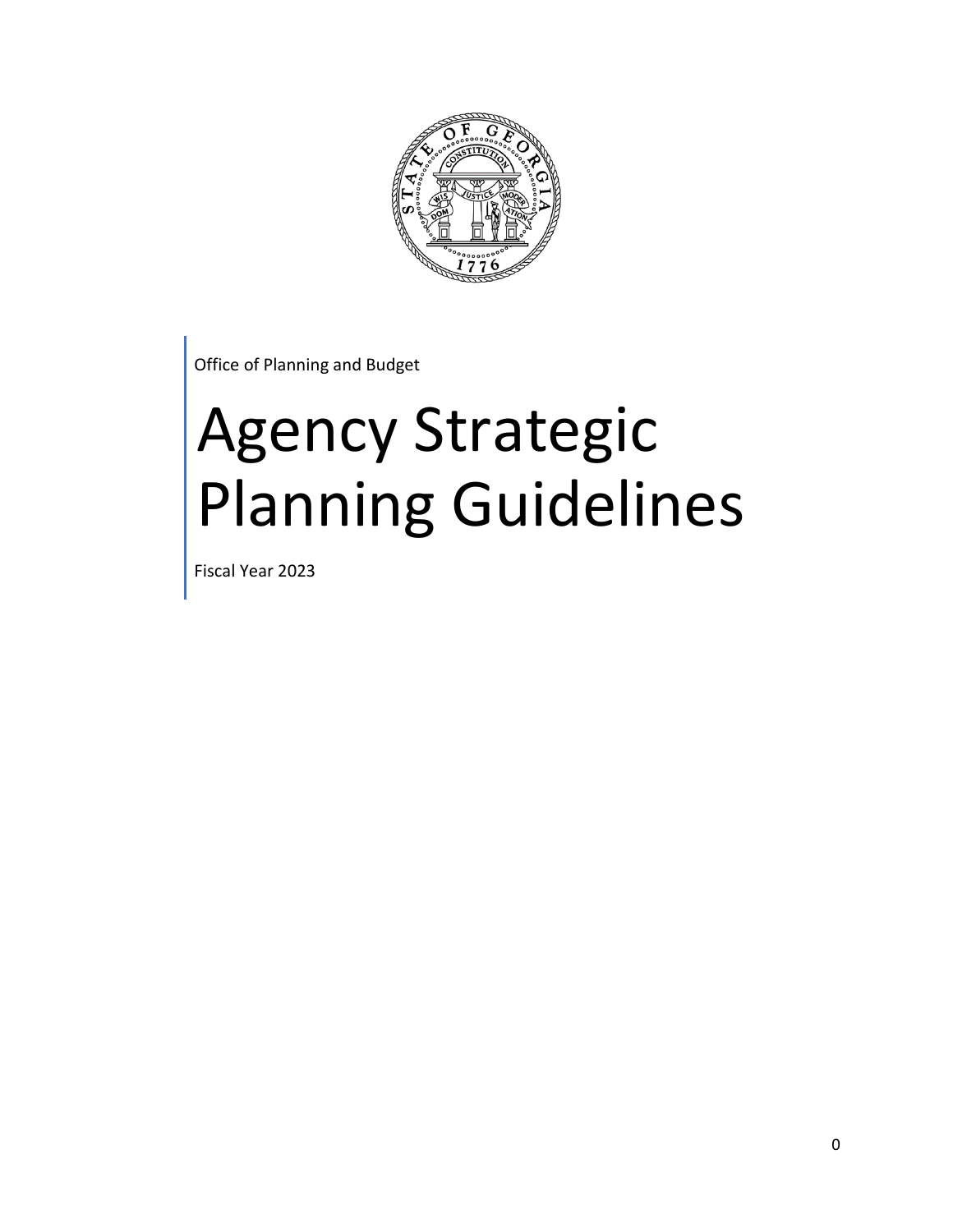Office of Planning and Budget

# Agency Strategic Planning Guidelines

Fiscal Year 2023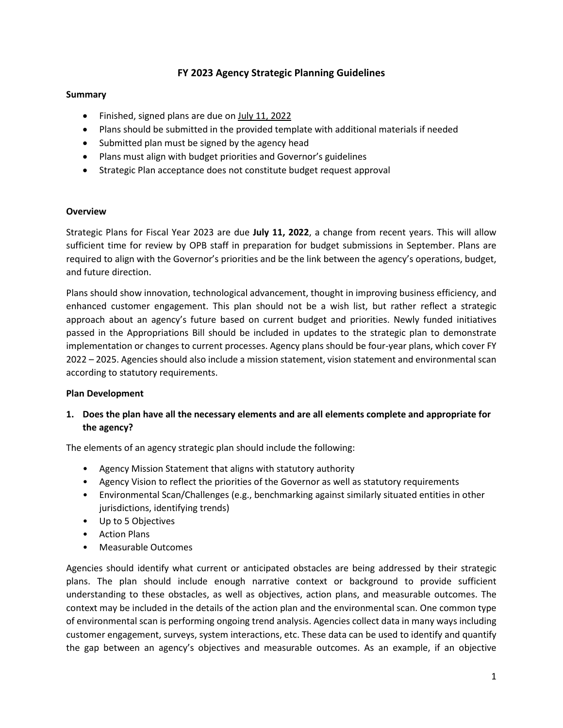# FY 2023 Agency Strategic Planning Guidelines

**Summary**

- Finished, signed plans are due on July 11, 2022
- Plans should be submitted in the provided template with additional materials if needed
- Submitted plan must be signed by the agency head
- Plans must align with budget priorities and Governor's guidelines
- Strategic Plan acceptance does not constitute budget request approval

**Overview**

Strategic Plans for Fiscal Year 2023 are due **July 11, 2022**, a change from recent years. This will allow sufficient time for review by OPB staff in preparation for budget submissions in September. Plans are required to align with the Governor's priorities and be the link between the agency's operations, budget, and future direction.

Plans should show innovation, technological advancement, thought in improving business efficiency, and enhanced customer engagement. This plan should not be a wish list, but rather reflect a strategic approach about an agency's future based on current budget and priorities. Newly funded initiatives passed in the Appropriations Bill should be included in updates to the strategic plan to demonstrate implementation or changes to current processes. Agency plans should be four-year plans, which cover FY 2022 – 2025. Agencies should also include a mission statement, vision statement and environmental scan according to statutory requirements.

**Plan Development**

**1. Does the plan have all the necessary elements and are all elements complete and appropriate for the agency?**

The elements of an agency strategic plan should include the following:

- Agency Mission Statement that aligns with statutory authority
- Agency Vision to reflect the priorities of the Governor as well as statutory requirements
- Environmental Scan/Challenges (e.g., benchmarking against similarly situated entities in other jurisdictions, identifying trends)
- Up to 5 Objectives
- Action Plans
- Measurable Outcomes

Agencies should identify what current or anticipated obstacles are being addressed by their strategic plans. The plan should include enough narrative context or background to provide sufficient understanding to these obstacles, as well as objectives, action plans, and measurable outcomes. The context may be included in the details of the action plan and the environmental scan. One common type of environmental scan is performing ongoing trend analysis. Agencies collect data in many ways including customer engagement, surveys, system interactions, etc. These data can be used to identify and quantify the gap between an agency's objectives and measurable outcomes. As an example, if an objective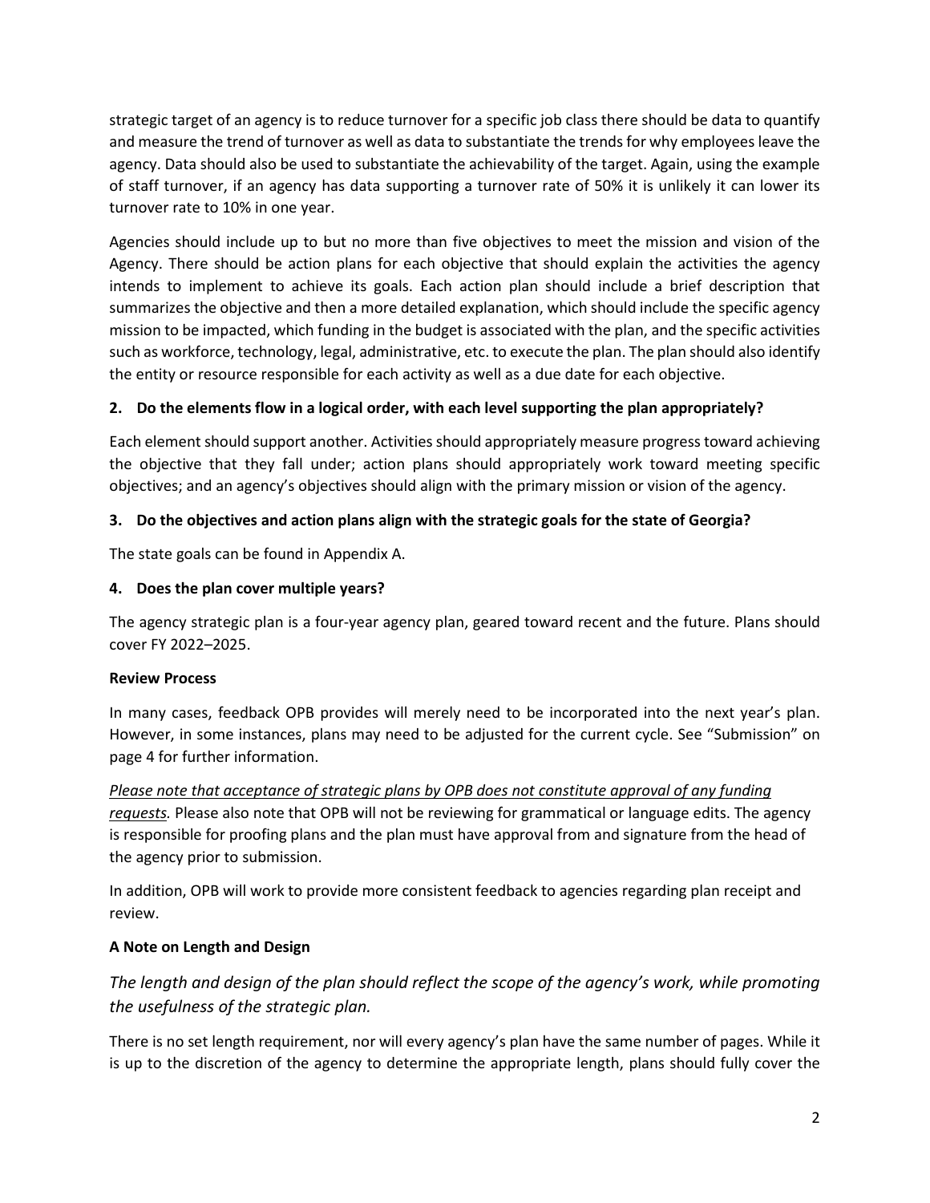strategic target of an agency is to reduce turnover for a specific job class there should be data to quantify and measure the trend of turnover as well as data to substantiate the trends for why employees leave the agency. Data should also be used to substantiate the achievability of the target. Again, using the example of staff turnover, if an agency has data supporting a turnover rate of 50% it is unlikely it can lower its turnover rate to 10% in one year.

Agencies should include up to but no more than five objectives to meet the mission and vision of the Agency. There should be action plans for each objective that should explain the activities the agency intends to implement to achieve its goals. Each action plan should include a brief description that summarizes the objective and then a more detailed explanation, which should include the specific agency mission to be impacted, which funding in the budget is associated with the plan, and the specific activities such as workforce, technology, legal, administrative, etc. to execute the plan. The plan should also identify the entity or resource responsible for each activity as well as a due date for each objective.

**2. Do the elements flow in a logical order, with each level supporting the plan appropriately?**

Each element should support another. Activities should appropriately measure progress toward achieving the objective that they fall under; action plans should appropriately work toward meeting specific objectives; and an agency's objectives should align with the primary mission or vision of the agency.

**3. Do the objectives and action plans align with the strategic goals for the state of Georgia?**

The state goals can be found in Appendix A.

**4. Does the plan cover multiple years?**

The agency strategic plan is a four-year agency plan, geared toward recent and the future. Plans should cover FY 2022–2025.

**Review Process**

In many cases, feedback OPB provides will merely need to be incorporated into the next year's plan. However, in some instances, plans may need to be adjusted for the current cycle. See "Submission" on page 4 for further information.

*Please note that acceptance of strategic plans by OPB does not constitute approval of any funding requests.* Please also note that OPB will not be reviewing for grammatical or language edits. The agency is responsible for proofing plans and the plan must have approval from and signature from the head of the agency prior to submission.

In addition, OPB will work to provide more consistent feedback to agencies regarding plan receipt and review.

**A Note on Length and Design**

*The length and design of the plan should reflect the scope of the agency's work, while promoting the usefulness of the strategic plan.*

There is no set length requirement, nor will every agency's plan have the same number of pages. While it is up to the discretion of the agency to determine the appropriate length, plans should fully cover the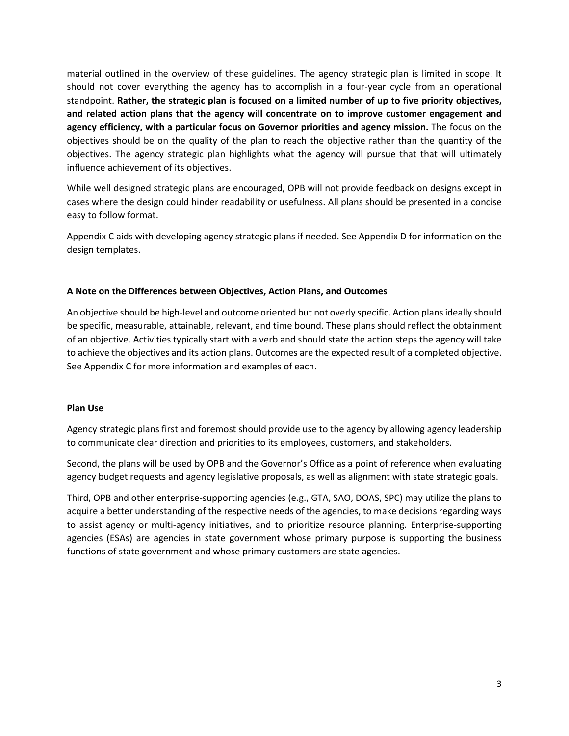material outlined in the overview of these guidelines. The agency strategic plan is limited in scope. It should not cover everything the agency has to accomplish in a four-year cycle from an operational standpoint. **Rather, the strategic plan is focused on a limited number of up to five priority objectives, and related action plans that the agency will concentrate on to improve customer engagement and agency efficiency, with a particular focus on Governor priorities and agency mission.** The focus on the objectives should be on the quality of the plan to reach the objective rather than the quantity of the objectives. The agency strategic plan highlights what the agency will pursue that that will ultimately influence achievement of its objectives.

While well designed strategic plans are encouraged, OPB will not provide feedback on designs except in cases where the design could hinder readability or usefulness. All plans should be presented in a concise easy to follow format.

Appendix C aids with developing agency strategic plans if needed. See Appendix D for information on the design templates.

### A Note on the Differences between Objectives, Action Plans, and Outcomes

An objective should be high-level and outcome oriented but not overly specific. Action plans ideally should be specific, measurable, attainable, relevant, and time bound. These plans should reflect the obtainment of an objective. Activities typically start with a verb and should state the action steps the agency will take to achieve the objectives and its action plans. Outcomes are the expected result of a completed objective. See Appendix C for more information and examples of each.

### Plan Use

Agency strategic plans first and foremost should provide use to the agency by allowing agency leadership to communicate clear direction and priorities to its employees, customers, and stakeholders.

Second, the plans will be used by OPB and the Governor's Office as a point of reference when evaluating agency budget requests and agency legislative proposals, as well as alignment with state strategic goals.

Third, OPB and other enterprise-supporting agencies (e.g., GTA, SAO, DOAS, SPC) may utilize the plans to acquire a better understanding of the respective needs of the agencies, to make decisions regarding ways to assist agency or multi-agency initiatives, and to prioritize resource planning. Enterprise-supporting agencies (ESAs) are agencies in state government whose primary purpose is supporting the business functions of state government and whose primary customers are state agencies.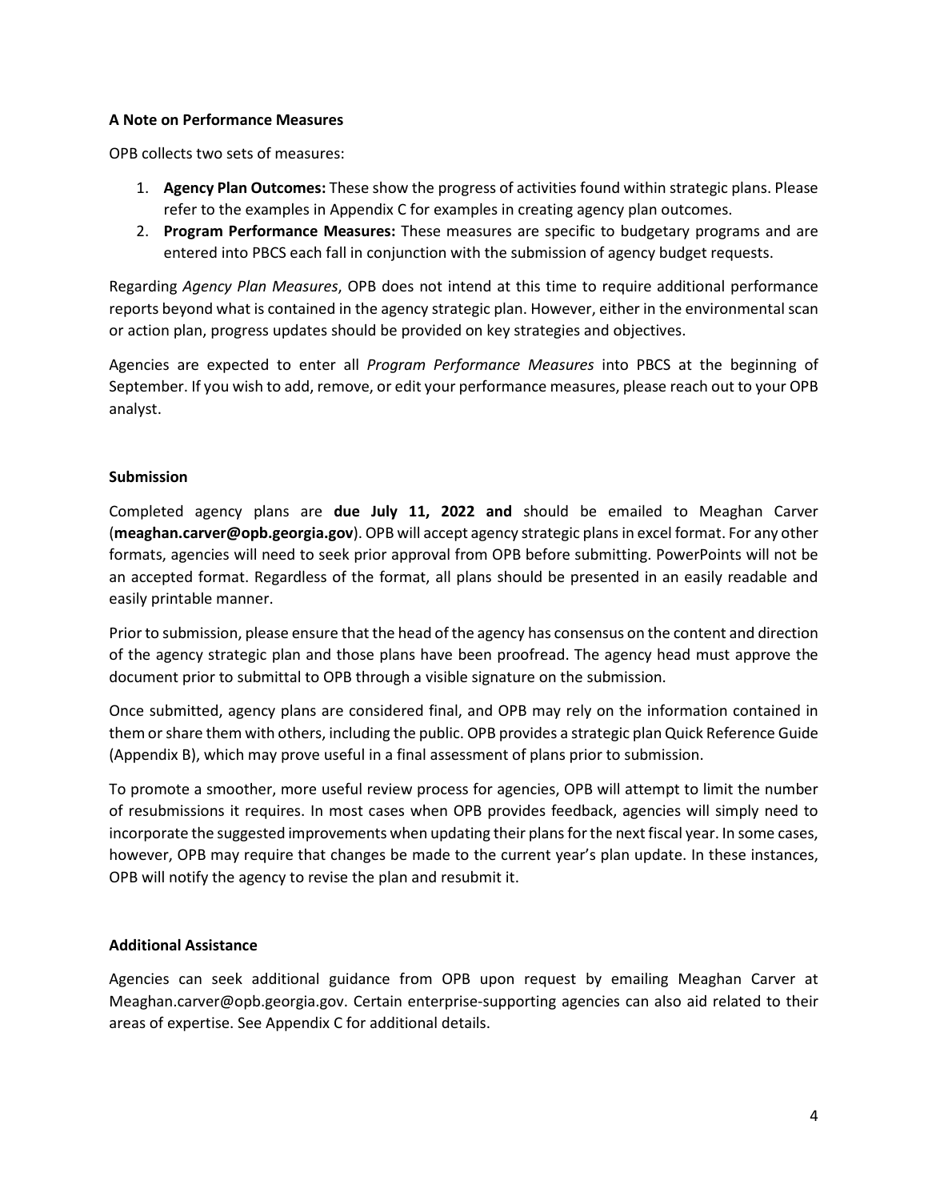**A Note on Performance Measures**

OPB collects two sets of measures:

1. **Agency Plan Outcomes:** These show the progress of activities found within strategic plans. Please refer to the examples in Appendix C for examples in creating agency plan outcomes.
2. **Program Performance Measures:** These measures are specific to budgetary programs and are entered into PBCS each fall in conjunction with the submission of agency budget requests.

Regarding *Agency Plan Measures*, OPB does not intend at this time to require additional performance reports beyond what is contained in the agency strategic plan. However, either in the environmental scan or action plan, progress updates should be provided on key strategies and objectives.

Agencies are expected to enter all *Program Performance Measures* into PBCS at the beginning of September. If you wish to add, remove, or edit your performance measures, please reach out to your OPB analyst.

**Submission**

Completed agency plans are **due July 11, 2022 and** should be emailed to Meaghan Carver (**meaghan.carver@opb.georgia.gov**). OPB will accept agency strategic plans in excel format. For any other formats, agencies will need to seek prior approval from OPB before submitting. PowerPoints will not be an accepted format. Regardless of the format, all plans should be presented in an easily readable and easily printable manner.

Prior to submission, please ensure that the head of the agency has consensus on the content and direction of the agency strategic plan and those plans have been proofread. The agency head must approve the document prior to submittal to OPB through a visible signature on the submission.

Once submitted, agency plans are considered final, and OPB may rely on the information contained in them or share them with others, including the public. OPB provides a strategic plan Quick Reference Guide (Appendix B), which may prove useful in a final assessment of plans prior to submission.

To promote a smoother, more useful review process for agencies, OPB will attempt to limit the number of resubmissions it requires. In most cases when OPB provides feedback, agencies will simply need to incorporate the suggested improvements when updating their plans for the next fiscal year. In some cases, however, OPB may require that changes be made to the current year's plan update. In these instances, OPB will notify the agency to revise the plan and resubmit it.

**Additional Assistance**

Agencies can seek additional guidance from OPB upon request by emailing Meaghan Carver at Meaghan.carver@opb.georgia.gov. Certain enterprise-supporting agencies can also aid related to their areas of expertise. See Appendix C for additional details.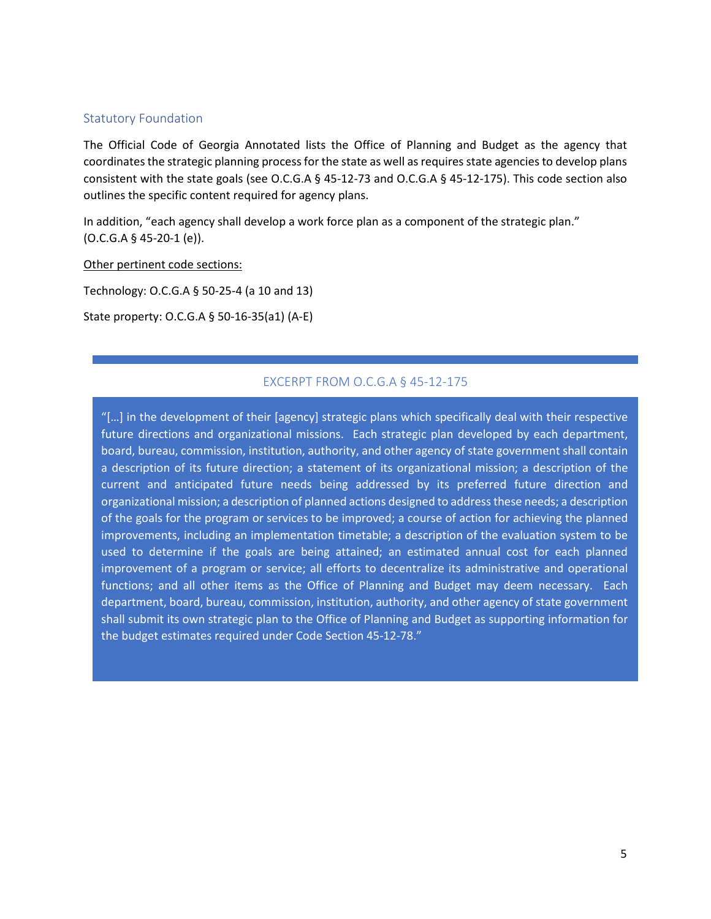## Statutory Foundation

The Official Code of Georgia Annotated lists the Office of Planning and Budget as the agency that coordinates the strategic planning process for the state as well as requires state agencies to develop plans consistent with the state goals (see O.C.G.A § 45-12-73 and O.C.G.A § 45-12-175). This code section also outlines the specific content required for agency plans.

In addition, "each agency shall develop a work force plan as a component of the strategic plan." (O.C.G.A § 45-20-1 (e)).

<u>Other pertinent code sections:</u>

Technology: O.C.G.A § 50-25-4 (a 10 and 13)

State property: O.C.G.A § 50-16-35(a1) (A-E)

### EXCERPT FROM O.C.G.A § 45-12-175

"[…] in the development of their [agency] strategic plans which specifically deal with their respective future directions and organizational missions. Each strategic plan developed by each department, board, bureau, commission, institution, authority, and other agency of state government shall contain a description of its future direction; a statement of its organizational mission; a description of the current and anticipated future needs being addressed by its preferred future direction and organizational mission; a description of planned actions designed to address these needs; a description of the goals for the program or services to be improved; a course of action for achieving the planned improvements, including an implementation timetable; a description of the evaluation system to be used to determine if the goals are being attained; an estimated annual cost for each planned improvement of a program or service; all efforts to decentralize its administrative and operational functions; and all other items as the Office of Planning and Budget may deem necessary. Each department, board, bureau, commission, institution, authority, and other agency of state government shall submit its own strategic plan to the Office of Planning and Budget as supporting information for the budget estimates required under Code Section 45-12-78."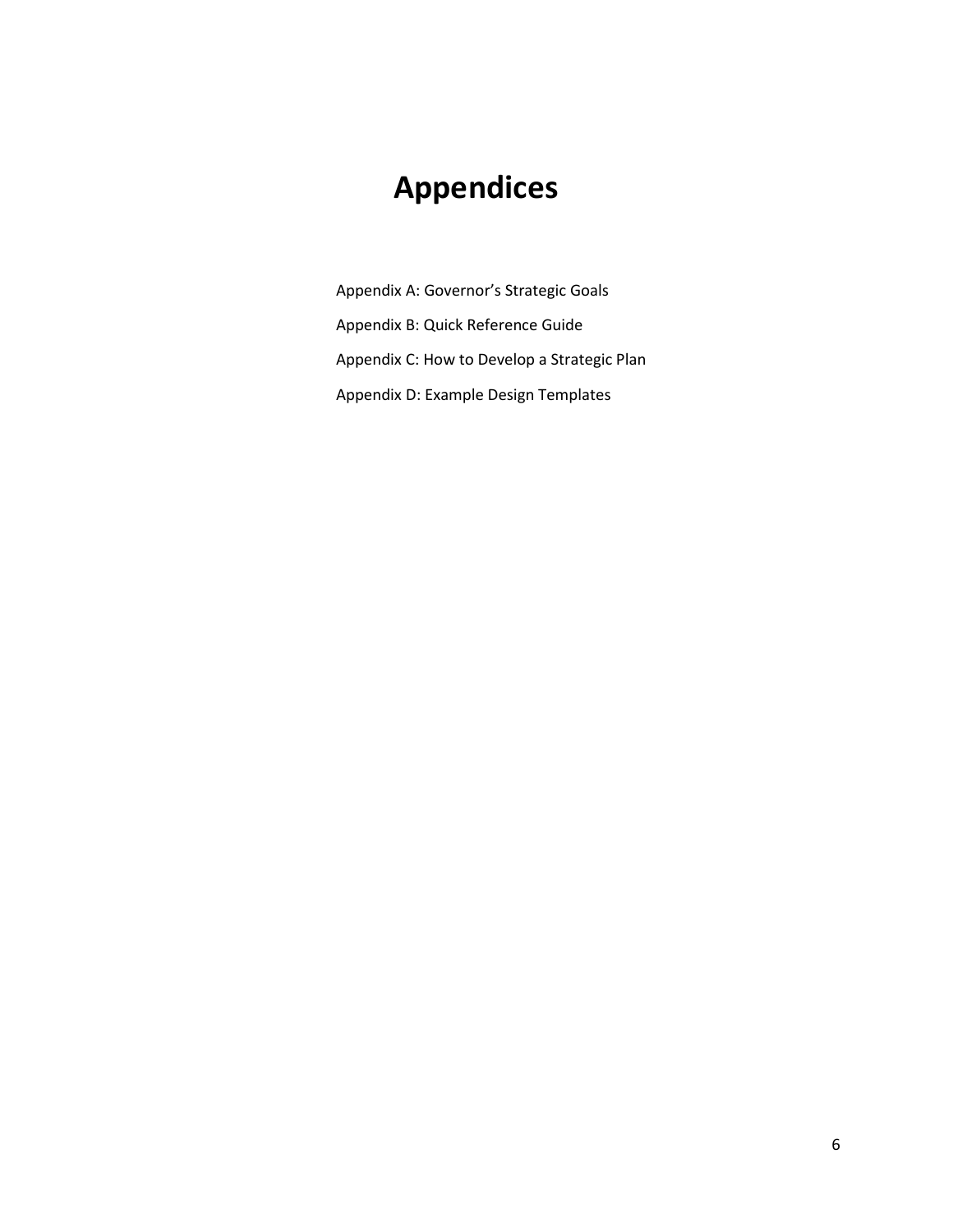# Appendices

Appendix A: Governor's Strategic Goals

Appendix B: Quick Reference Guide

Appendix C: How to Develop a Strategic Plan

Appendix D: Example Design Templates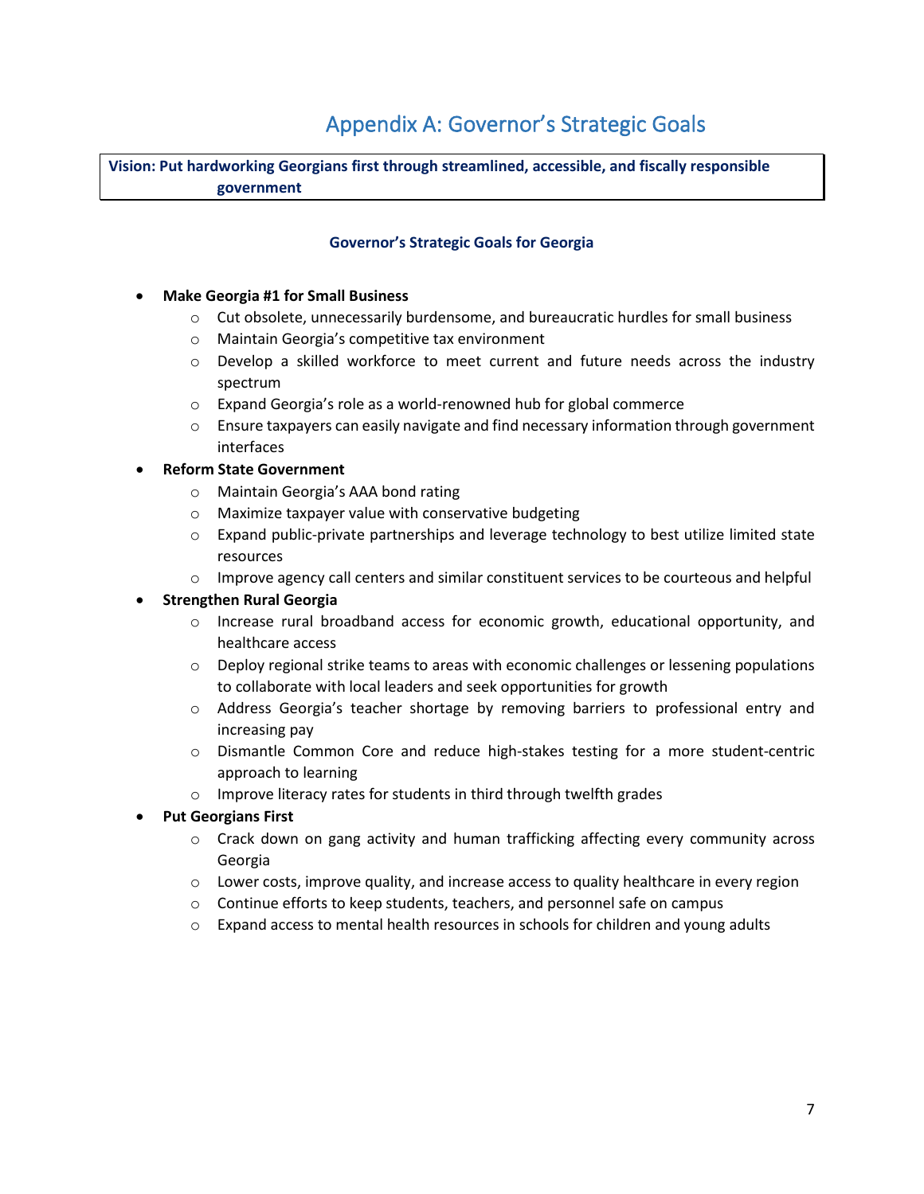# Appendix A: Governor's Strategic Goals

**Vision: Put hardworking Georgians first through streamlined, accessible, and fiscally responsible government**

### Governor's Strategic Goals for Georgia

- **Make Georgia #1 for Small Business**
  - Cut obsolete, unnecessarily burdensome, and bureaucratic hurdles for small business
  - Maintain Georgia's competitive tax environment
  - Develop a skilled workforce to meet current and future needs across the industry spectrum
  - Expand Georgia's role as a world-renowned hub for global commerce
  - Ensure taxpayers can easily navigate and find necessary information through government interfaces
- **Reform State Government**
  - Maintain Georgia's AAA bond rating
  - Maximize taxpayer value with conservative budgeting
  - Expand public-private partnerships and leverage technology to best utilize limited state resources
  - Improve agency call centers and similar constituent services to be courteous and helpful
- **Strengthen Rural Georgia**
  - Increase rural broadband access for economic growth, educational opportunity, and healthcare access
  - Deploy regional strike teams to areas with economic challenges or lessening populations to collaborate with local leaders and seek opportunities for growth
  - Address Georgia's teacher shortage by removing barriers to professional entry and increasing pay
  - Dismantle Common Core and reduce high-stakes testing for a more student-centric approach to learning
  - Improve literacy rates for students in third through twelfth grades
- **Put Georgians First**
  - Crack down on gang activity and human trafficking affecting every community across Georgia
  - Lower costs, improve quality, and increase access to quality healthcare in every region
  - Continue efforts to keep students, teachers, and personnel safe on campus
  - Expand access to mental health resources in schools for children and young adults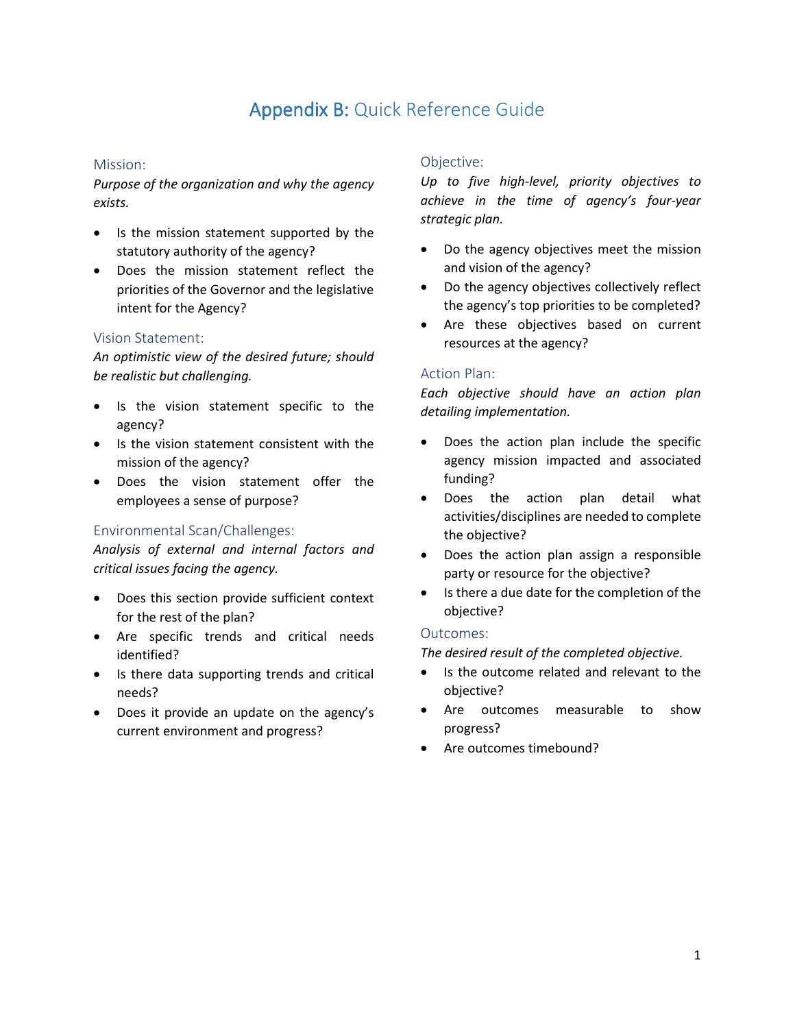# Appendix B: Quick Reference Guide

## Mission:

*Purpose of the organization and why the agency exists.*

- Is the mission statement supported by the statutory authority of the agency?
- Does the mission statement reflect the priorities of the Governor and the legislative intent for the Agency?

## Vision Statement:

*An optimistic view of the desired future; should be realistic but challenging.*

- Is the vision statement specific to the agency?
- Is the vision statement consistent with the mission of the agency?
- Does the vision statement offer the employees a sense of purpose?

## Environmental Scan/Challenges:

*Analysis of external and internal factors and critical issues facing the agency.*

- Does this section provide sufficient context for the rest of the plan?
- Are specific trends and critical needs identified?
- Is there data supporting trends and critical needs?
- Does it provide an update on the agency's current environment and progress?

## Objective:

*Up to five high-level, priority objectives to achieve in the time of agency's four-year strategic plan.*

- Do the agency objectives meet the mission and vision of the agency?
- Do the agency objectives collectively reflect the agency's top priorities to be completed?
- Are these objectives based on current resources at the agency?

## Action Plan:

*Each objective should have an action plan detailing implementation.*

- Does the action plan include the specific agency mission impacted and associated funding?
- Does the action plan detail what activities/disciplines are needed to complete the objective?
- Does the action plan assign a responsible party or resource for the objective?
- Is there a due date for the completion of the objective?

## Outcomes:

*The desired result of the completed objective.*

- Is the outcome related and relevant to the objective?
- Are outcomes measurable to show progress?
- Are outcomes timebound?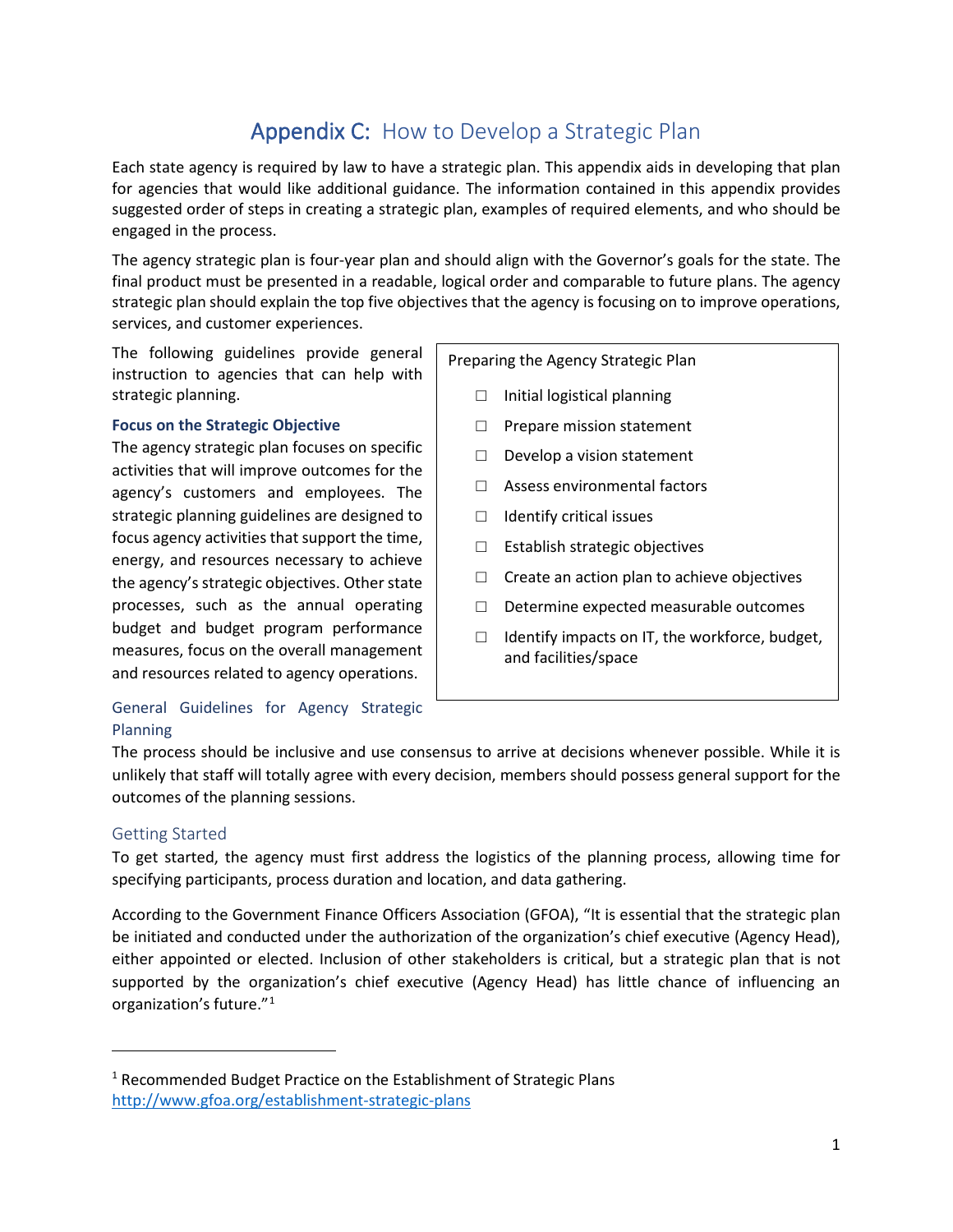# Appendix C: How to Develop a Strategic Plan

Each state agency is required by law to have a strategic plan. This appendix aids in developing that plan for agencies that would like additional guidance. The information contained in this appendix provides suggested order of steps in creating a strategic plan, examples of required elements, and who should be engaged in the process.

The agency strategic plan is four-year plan and should align with the Governor's goals for the state. The final product must be presented in a readable, logical order and comparable to future plans. The agency strategic plan should explain the top five objectives that the agency is focusing on to improve operations, services, and customer experiences.

The following guidelines provide general instruction to agencies that can help with strategic planning.

Preparing the Agency Strategic Plan

- ☐ Initial logistical planning
- ☐ Prepare mission statement
- ☐ Develop a vision statement
- ☐ Assess environmental factors
- ☐ Identify critical issues
- ☐ Establish strategic objectives
- ☐ Create an action plan to achieve objectives
- ☐ Determine expected measurable outcomes
- ☐ Identify impacts on IT, the workforce, budget, and facilities/space

### Focus on the Strategic Objective

The agency strategic plan focuses on specific activities that will improve outcomes for the agency's customers and employees. The strategic planning guidelines are designed to focus agency activities that support the time, energy, and resources necessary to achieve the agency's strategic objectives. Other state processes, such as the annual operating budget and budget program performance measures, focus on the overall management and resources related to agency operations.

## General Guidelines for Agency Strategic Planning

The process should be inclusive and use consensus to arrive at decisions whenever possible. While it is unlikely that staff will totally agree with every decision, members should possess general support for the outcomes of the planning sessions.

## Getting Started

To get started, the agency must first address the logistics of the planning process, allowing time for specifying participants, process duration and location, and data gathering.

According to the Government Finance Officers Association (GFOA), "It is essential that the strategic plan be initiated and conducted under the authorization of the organization's chief executive (Agency Head), either appointed or elected. Inclusion of other stakeholders is critical, but a strategic plan that is not supported by the organization's chief executive (Agency Head) has little chance of influencing an organization's future."[1]

[1] Recommended Budget Practice on the Establishment of Strategic Plans http://www.gfoa.org/establishment-strategic-plans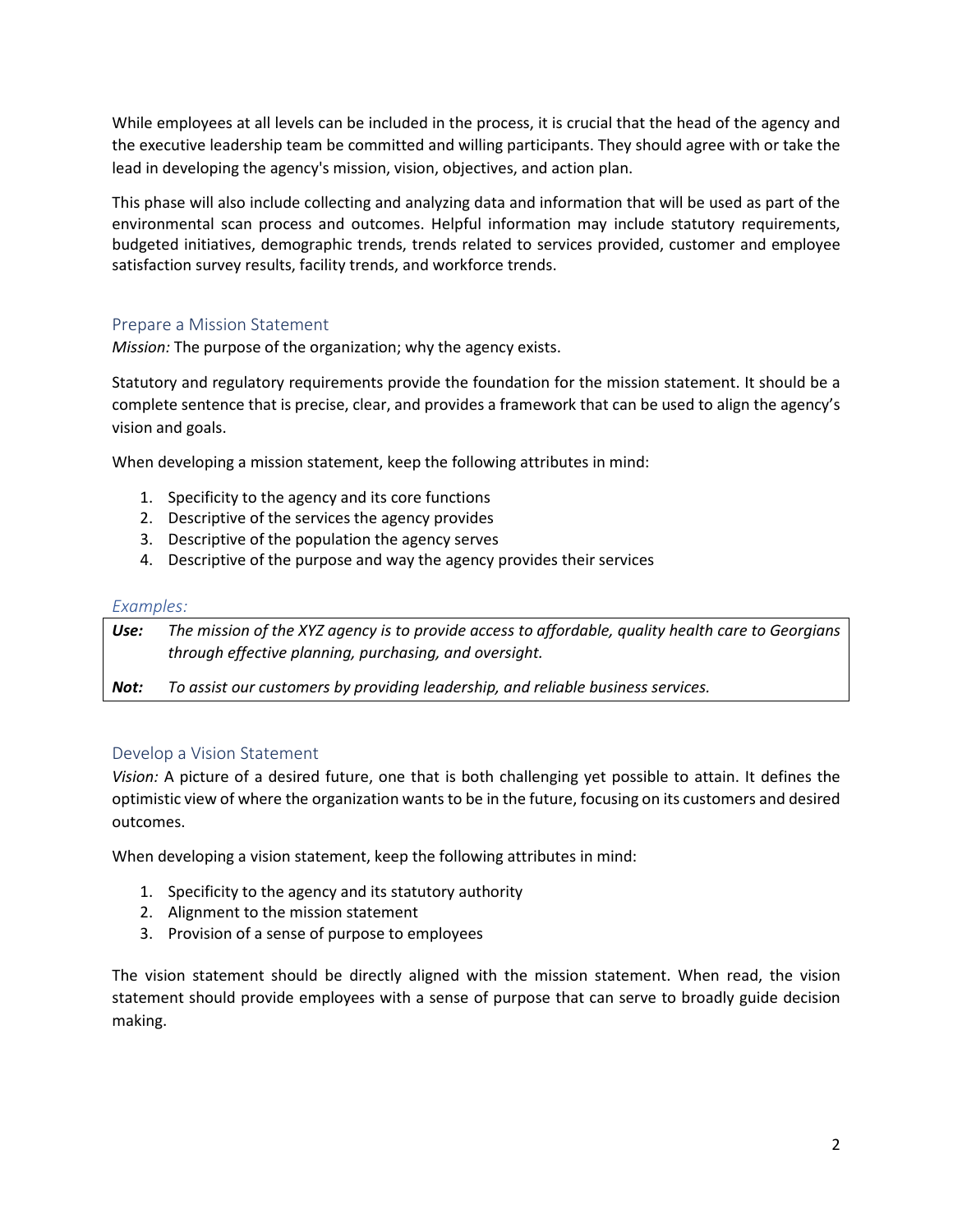While employees at all levels can be included in the process, it is crucial that the head of the agency and the executive leadership team be committed and willing participants. They should agree with or take the lead in developing the agency's mission, vision, objectives, and action plan.

This phase will also include collecting and analyzing data and information that will be used as part of the environmental scan process and outcomes. Helpful information may include statutory requirements, budgeted initiatives, demographic trends, trends related to services provided, customer and employee satisfaction survey results, facility trends, and workforce trends.

## Prepare a Mission Statement

*Mission:* The purpose of the organization; why the agency exists.

Statutory and regulatory requirements provide the foundation for the mission statement. It should be a complete sentence that is precise, clear, and provides a framework that can be used to align the agency's vision and goals.

When developing a mission statement, keep the following attributes in mind:

1. Specificity to the agency and its core functions
2. Descriptive of the services the agency provides
3. Descriptive of the population the agency serves
4. Descriptive of the purpose and way the agency provides their services

### *Examples:*

| | |
|---|---|
| ***Use:*** | *The mission of the XYZ agency is to provide access to affordable, quality health care to Georgians through effective planning, purchasing, and oversight.* |
| ***Not:*** | *To assist our customers by providing leadership, and reliable business services.* |

## Develop a Vision Statement

*Vision:* A picture of a desired future, one that is both challenging yet possible to attain. It defines the optimistic view of where the organization wants to be in the future, focusing on its customers and desired outcomes.

When developing a vision statement, keep the following attributes in mind:

1. Specificity to the agency and its statutory authority
2. Alignment to the mission statement
3. Provision of a sense of purpose to employees

The vision statement should be directly aligned with the mission statement. When read, the vision statement should provide employees with a sense of purpose that can serve to broadly guide decision making.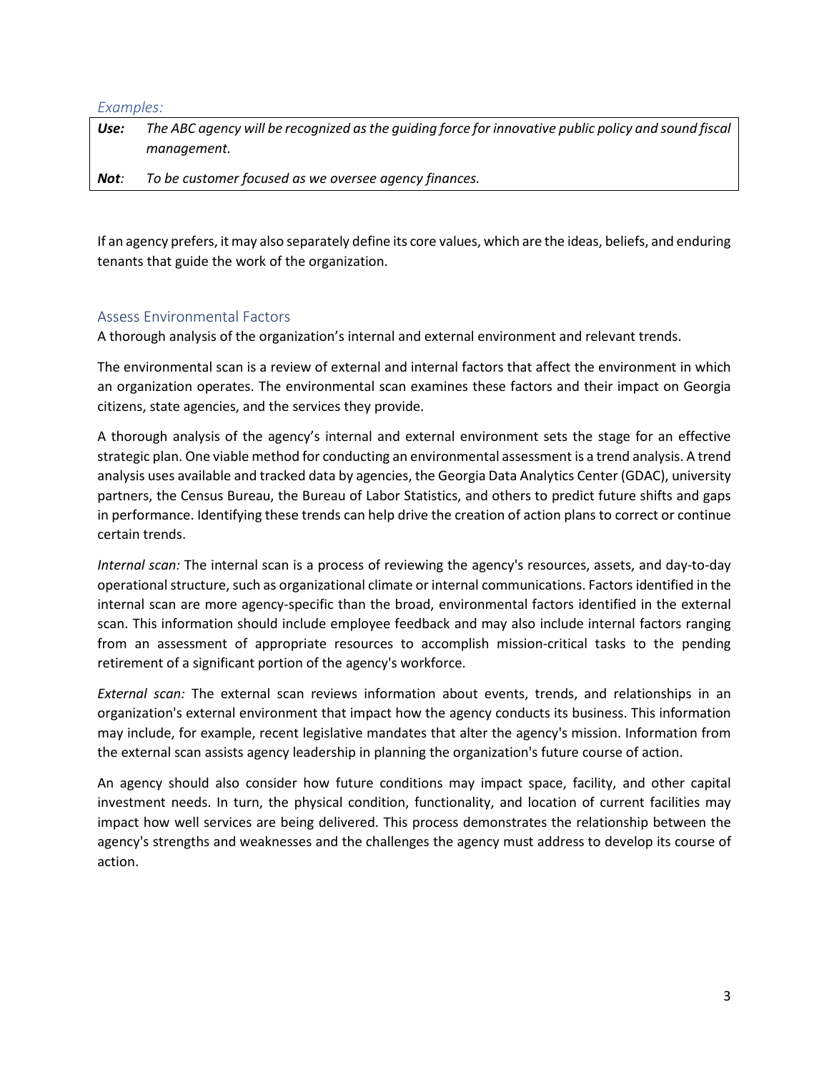*Examples:*

| | |
|---|---|
| ***Use:*** | *The ABC agency will be recognized as the guiding force for innovative public policy and sound fiscal management.* |
| ***Not:*** | *To be customer focused as we oversee agency finances.* |

If an agency prefers, it may also separately define its core values, which are the ideas, beliefs, and enduring tenants that guide the work of the organization.

## Assess Environmental Factors

A thorough analysis of the organization's internal and external environment and relevant trends.

The environmental scan is a review of external and internal factors that affect the environment in which an organization operates. The environmental scan examines these factors and their impact on Georgia citizens, state agencies, and the services they provide.

A thorough analysis of the agency's internal and external environment sets the stage for an effective strategic plan. One viable method for conducting an environmental assessment is a trend analysis. A trend analysis uses available and tracked data by agencies, the Georgia Data Analytics Center (GDAC), university partners, the Census Bureau, the Bureau of Labor Statistics, and others to predict future shifts and gaps in performance. Identifying these trends can help drive the creation of action plans to correct or continue certain trends.

*Internal scan:* The internal scan is a process of reviewing the agency's resources, assets, and day-to-day operational structure, such as organizational climate or internal communications. Factors identified in the internal scan are more agency-specific than the broad, environmental factors identified in the external scan. This information should include employee feedback and may also include internal factors ranging from an assessment of appropriate resources to accomplish mission-critical tasks to the pending retirement of a significant portion of the agency's workforce.

*External scan:* The external scan reviews information about events, trends, and relationships in an organization's external environment that impact how the agency conducts its business. This information may include, for example, recent legislative mandates that alter the agency's mission. Information from the external scan assists agency leadership in planning the organization's future course of action.

An agency should also consider how future conditions may impact space, facility, and other capital investment needs. In turn, the physical condition, functionality, and location of current facilities may impact how well services are being delivered. This process demonstrates the relationship between the agency's strengths and weaknesses and the challenges the agency must address to develop its course of action.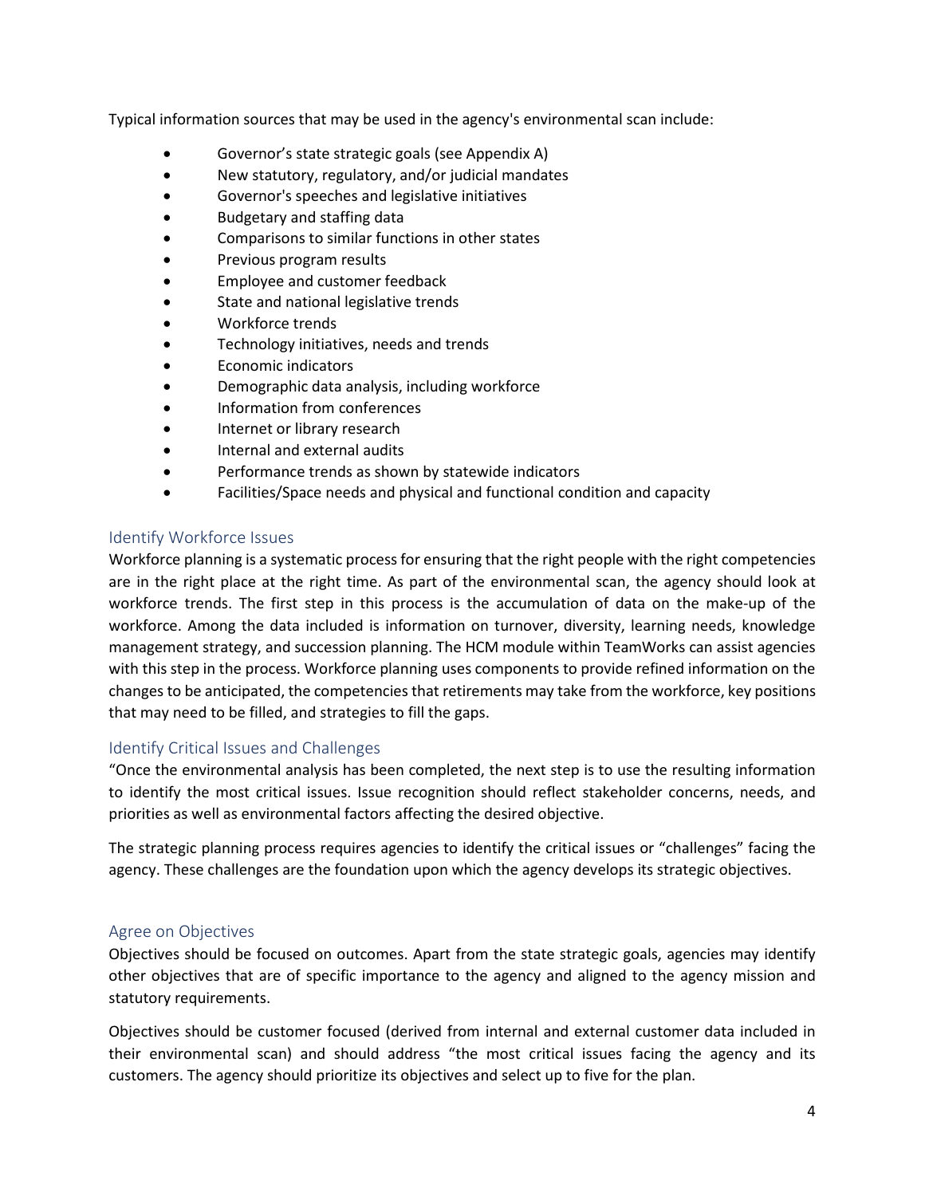Typical information sources that may be used in the agency's environmental scan include:

- Governor's state strategic goals (see Appendix A)
- New statutory, regulatory, and/or judicial mandates
- Governor's speeches and legislative initiatives
- Budgetary and staffing data
- Comparisons to similar functions in other states
- Previous program results
- Employee and customer feedback
- State and national legislative trends
- Workforce trends
- Technology initiatives, needs and trends
- Economic indicators
- Demographic data analysis, including workforce
- Information from conferences
- Internet or library research
- Internal and external audits
- Performance trends as shown by statewide indicators
- Facilities/Space needs and physical and functional condition and capacity

### Identify Workforce Issues

Workforce planning is a systematic process for ensuring that the right people with the right competencies are in the right place at the right time. As part of the environmental scan, the agency should look at workforce trends. The first step in this process is the accumulation of data on the make-up of the workforce. Among the data included is information on turnover, diversity, learning needs, knowledge management strategy, and succession planning. The HCM module within TeamWorks can assist agencies with this step in the process. Workforce planning uses components to provide refined information on the changes to be anticipated, the competencies that retirements may take from the workforce, key positions that may need to be filled, and strategies to fill the gaps.

### Identify Critical Issues and Challenges

"Once the environmental analysis has been completed, the next step is to use the resulting information to identify the most critical issues. Issue recognition should reflect stakeholder concerns, needs, and priorities as well as environmental factors affecting the desired objective.

The strategic planning process requires agencies to identify the critical issues or "challenges" facing the agency. These challenges are the foundation upon which the agency develops its strategic objectives.

### Agree on Objectives

Objectives should be focused on outcomes. Apart from the state strategic goals, agencies may identify other objectives that are of specific importance to the agency and aligned to the agency mission and statutory requirements.

Objectives should be customer focused (derived from internal and external customer data included in their environmental scan) and should address "the most critical issues facing the agency and its customers. The agency should prioritize its objectives and select up to five for the plan.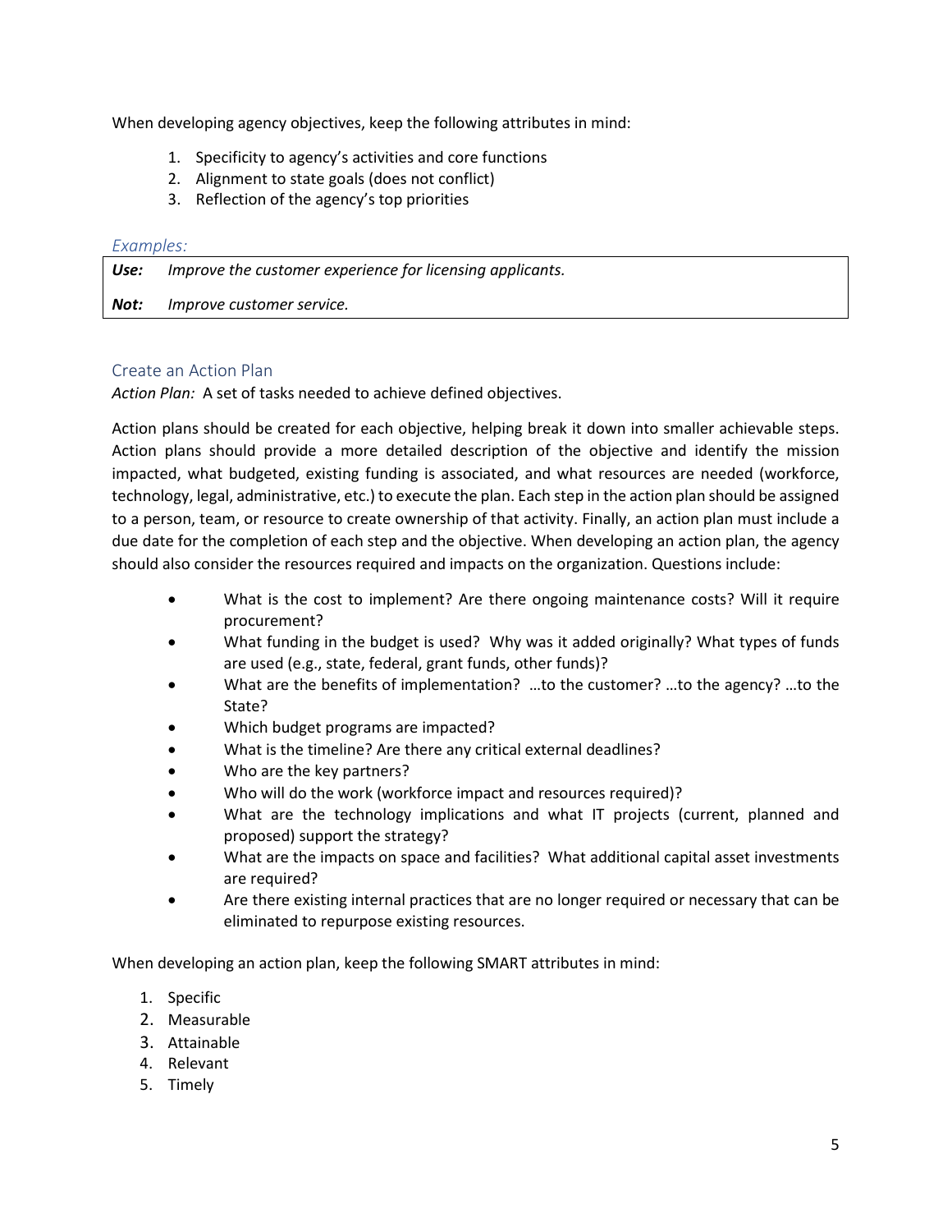When developing agency objectives, keep the following attributes in mind:

1. Specificity to agency's activities and core functions
2. Alignment to state goals (does not conflict)
3. Reflection of the agency's top priorities

### *Examples:*

| | |
|---|---|
| ***Use:*** | *Improve the customer experience for licensing applicants.* |
| ***Not:*** | *Improve customer service.* |

## Create an Action Plan

*Action Plan:* A set of tasks needed to achieve defined objectives.

Action plans should be created for each objective, helping break it down into smaller achievable steps. Action plans should provide a more detailed description of the objective and identify the mission impacted, what budgeted, existing funding is associated, and what resources are needed (workforce, technology, legal, administrative, etc.) to execute the plan. Each step in the action plan should be assigned to a person, team, or resource to create ownership of that activity. Finally, an action plan must include a due date for the completion of each step and the objective. When developing an action plan, the agency should also consider the resources required and impacts on the organization. Questions include:

- What is the cost to implement? Are there ongoing maintenance costs? Will it require procurement?
- What funding in the budget is used? Why was it added originally? What types of funds are used (e.g., state, federal, grant funds, other funds)?
- What are the benefits of implementation? …to the customer? …to the agency? …to the State?
- Which budget programs are impacted?
- What is the timeline? Are there any critical external deadlines?
- Who are the key partners?
- Who will do the work (workforce impact and resources required)?
- What are the technology implications and what IT projects (current, planned and proposed) support the strategy?
- What are the impacts on space and facilities? What additional capital asset investments are required?
- Are there existing internal practices that are no longer required or necessary that can be eliminated to repurpose existing resources.

When developing an action plan, keep the following SMART attributes in mind:

1. Specific
2. Measurable
3. Attainable
4. Relevant
5. Timely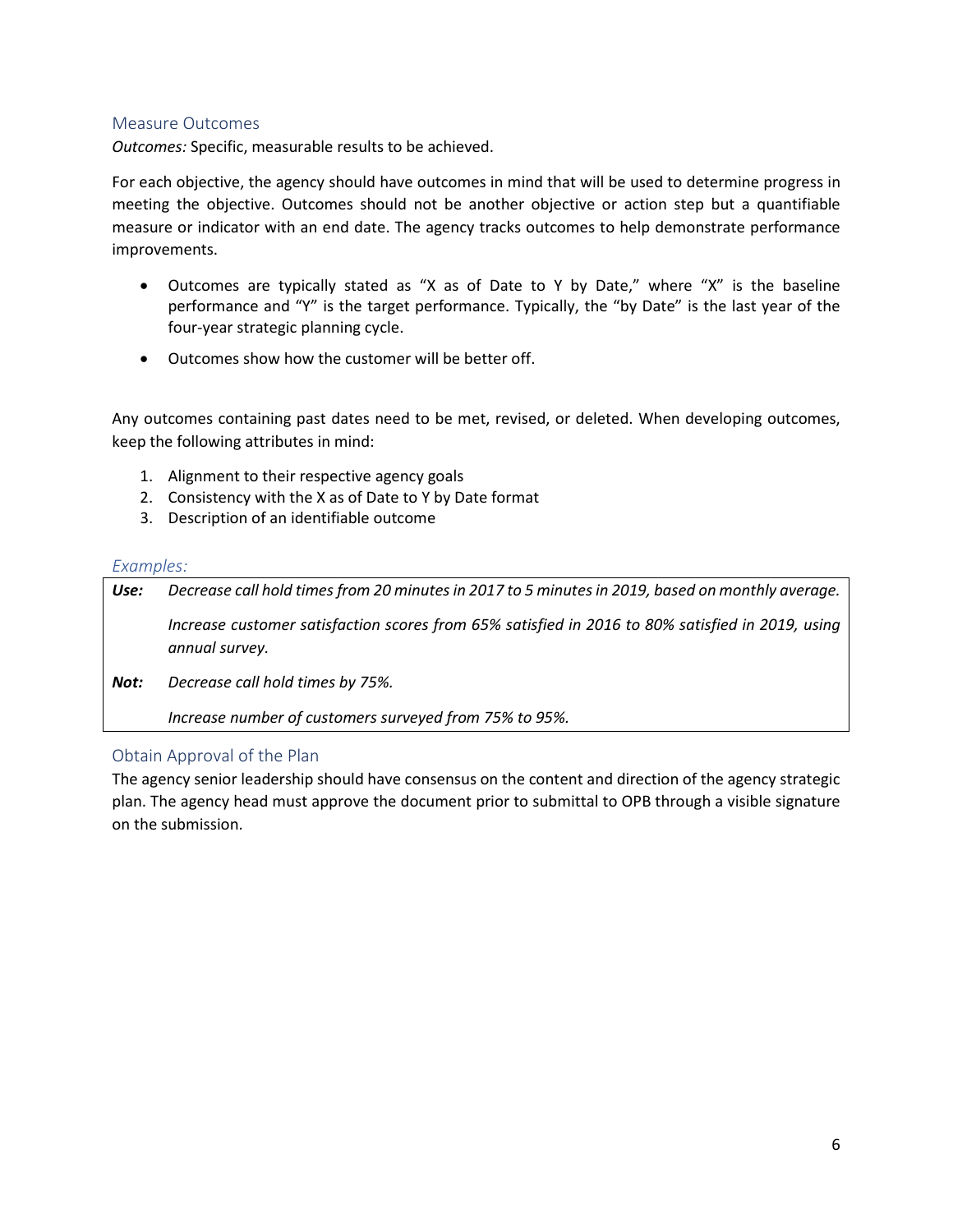### Measure Outcomes

*Outcomes:* Specific, measurable results to be achieved.

For each objective, the agency should have outcomes in mind that will be used to determine progress in meeting the objective. Outcomes should not be another objective or action step but a quantifiable measure or indicator with an end date. The agency tracks outcomes to help demonstrate performance improvements.

- Outcomes are typically stated as "X as of Date to Y by Date," where "X" is the baseline performance and "Y" is the target performance. Typically, the "by Date" is the last year of the four-year strategic planning cycle.
- Outcomes show how the customer will be better off.

Any outcomes containing past dates need to be met, revised, or deleted. When developing outcomes, keep the following attributes in mind:

1. Alignment to their respective agency goals
2. Consistency with the X as of Date to Y by Date format
3. Description of an identifiable outcome

#### *Examples:*

| | |
|---|---|
| ***Use:*** | *Decrease call hold times from 20 minutes in 2017 to 5 minutes in 2019, based on monthly average.* |
| | *Increase customer satisfaction scores from 65% satisfied in 2016 to 80% satisfied in 2019, using annual survey.* |
| ***Not:*** | *Decrease call hold times by 75%.* |
| | *Increase number of customers surveyed from 75% to 95%.* |

### Obtain Approval of the Plan

The agency senior leadership should have consensus on the content and direction of the agency strategic plan. The agency head must approve the document prior to submittal to OPB through a visible signature on the submission.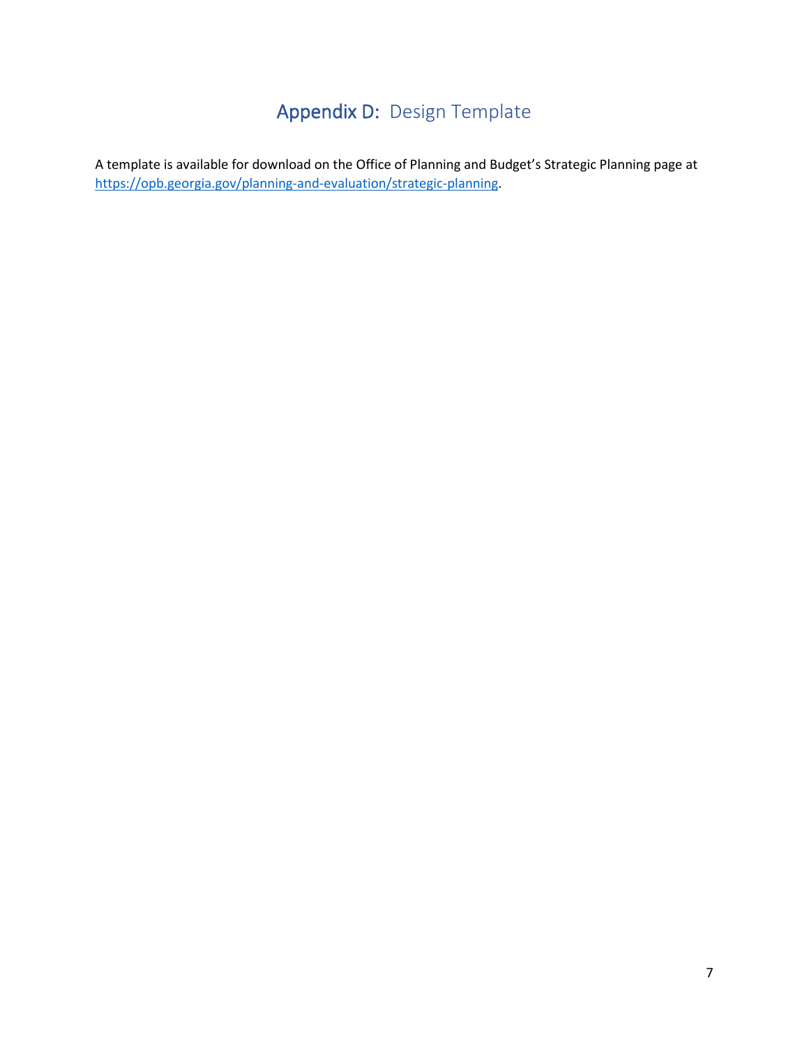# Appendix D: Design Template

A template is available for download on the Office of Planning and Budget's Strategic Planning page at [https://opb.georgia.gov/planning-and-evaluation/strategic-planning](https://opb.georgia.gov/planning-and-evaluation/strategic-planning).